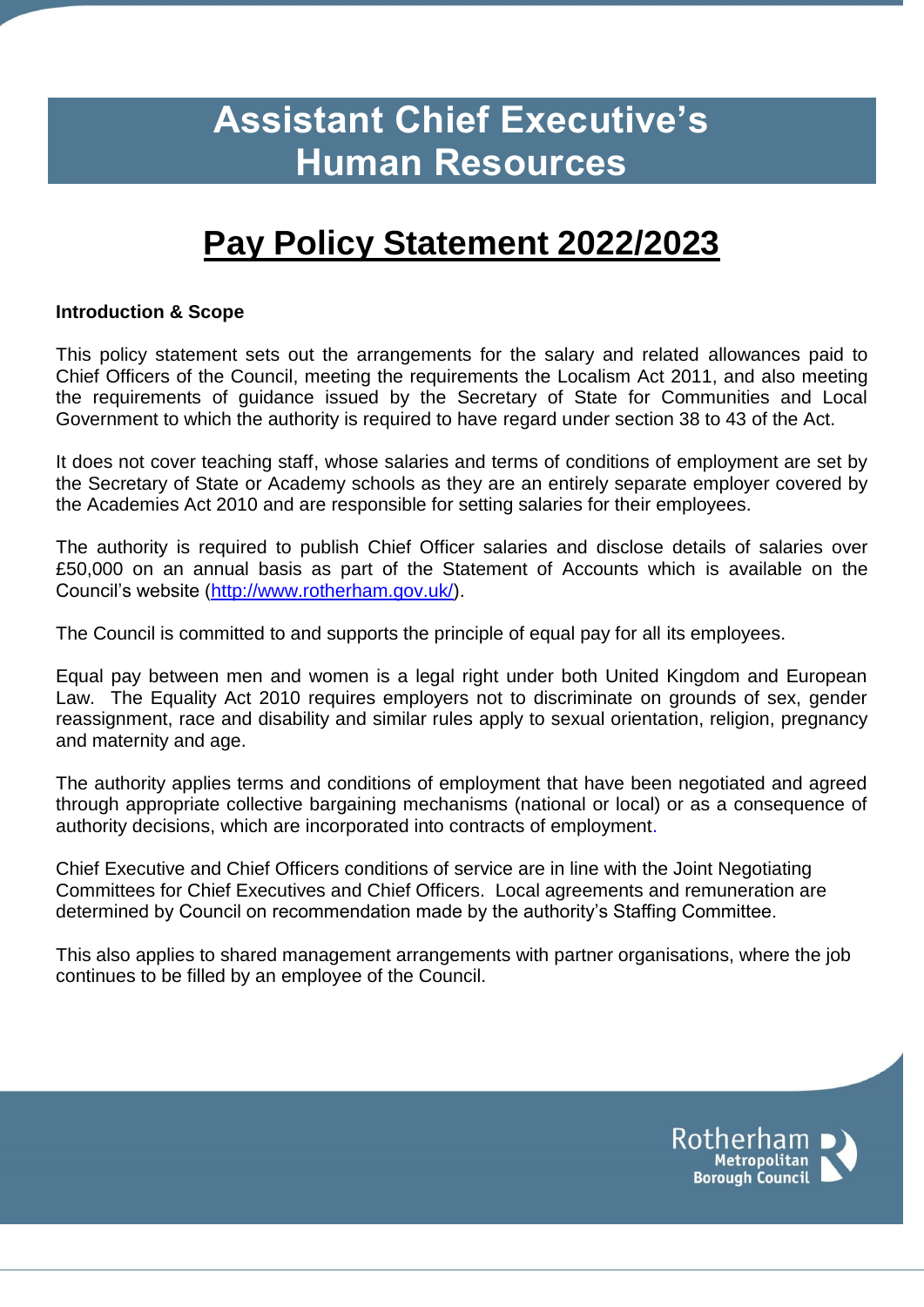# Assistant Chief Executive's Human Resources

## Pay Policy Statement 2022/2023

**Introduction & Scope**

This policy statement sets out the arrangements for the salary and related allowances paid to Chief Officers of the Council, meeting the requirements the Localism Act 2011, and also meeting the requirements of guidance issued by the Secretary of State for Communities and Local Government to which the authority is required to have regard under section 38 to 43 of the Act.

It does not cover teaching staff, whose salaries and terms of conditions of employment are set by the Secretary of State or Academy schools as they are an entirely separate employer covered by the Academies Act 2010 and are responsible for setting salaries for their employees.

The authority is required to publish Chief Officer salaries and disclose details of salaries over £50,000 on an annual basis as part of the Statement of Accounts which is available on the Council's website (http://www.rotherham.gov.uk/).

The Council is committed to and supports the principle of equal pay for all its employees.

Equal pay between men and women is a legal right under both United Kingdom and European Law. The Equality Act 2010 requires employers not to discriminate on grounds of sex, gender reassignment, race and disability and similar rules apply to sexual orientation, religion, pregnancy and maternity and age.

The authority applies terms and conditions of employment that have been negotiated and agreed through appropriate collective bargaining mechanisms (national or local) or as a consequence of authority decisions, which are incorporated into contracts of employment.

Chief Executive and Chief Officers conditions of service are in line with the Joint Negotiating Committees for Chief Executives and Chief Officers. Local agreements and remuneration are determined by Council on recommendation made by the authority's Staffing Committee.

This also applies to shared management arrangements with partner organisations, where the job continues to be filled by an employee of the Council.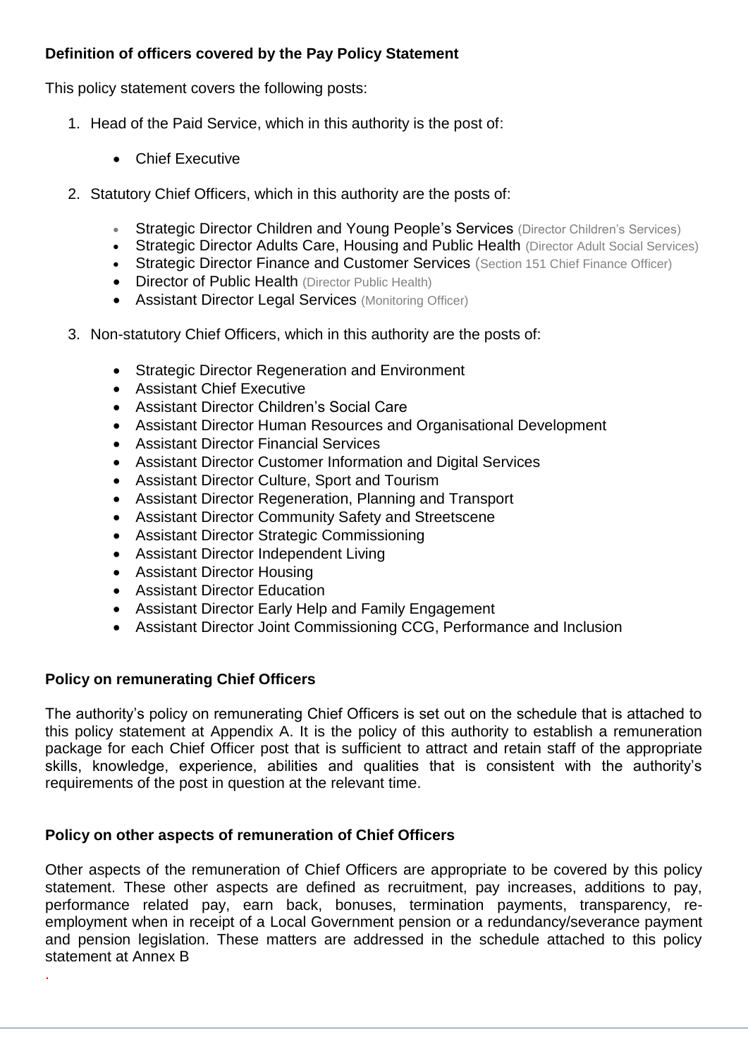**Definition of officers covered by the Pay Policy Statement**

This policy statement covers the following posts:

1. Head of the Paid Service, which in this authority is the post of:

   - Chief Executive

2. Statutory Chief Officers, which in this authority are the posts of:

   - Strategic Director Children and Young People's Services (Director Children's Services)
   - Strategic Director Adults Care, Housing and Public Health (Director Adult Social Services)
   - Strategic Director Finance and Customer Services (Section 151 Chief Finance Officer)
   - Director of Public Health (Director Public Health)
   - Assistant Director Legal Services (Monitoring Officer)

3. Non-statutory Chief Officers, which in this authority are the posts of:

   - Strategic Director Regeneration and Environment
   - Assistant Chief Executive
   - Assistant Director Children's Social Care
   - Assistant Director Human Resources and Organisational Development
   - Assistant Director Financial Services
   - Assistant Director Customer Information and Digital Services
   - Assistant Director Culture, Sport and Tourism
   - Assistant Director Regeneration, Planning and Transport
   - Assistant Director Community Safety and Streetscene
   - Assistant Director Strategic Commissioning
   - Assistant Director Independent Living
   - Assistant Director Housing
   - Assistant Director Education
   - Assistant Director Early Help and Family Engagement
   - Assistant Director Joint Commissioning CCG, Performance and Inclusion

**Policy on remunerating Chief Officers**

The authority's policy on remunerating Chief Officers is set out on the schedule that is attached to this policy statement at Appendix A. It is the policy of this authority to establish a remuneration package for each Chief Officer post that is sufficient to attract and retain staff of the appropriate skills, knowledge, experience, abilities and qualities that is consistent with the authority's requirements of the post in question at the relevant time.

**Policy on other aspects of remuneration of Chief Officers**

Other aspects of the remuneration of Chief Officers are appropriate to be covered by this policy statement. These other aspects are defined as recruitment, pay increases, additions to pay, performance related pay, earn back, bonuses, termination payments, transparency, re-employment when in receipt of a Local Government pension or a redundancy/severance payment and pension legislation. These matters are addressed in the schedule attached to this policy statement at Annex B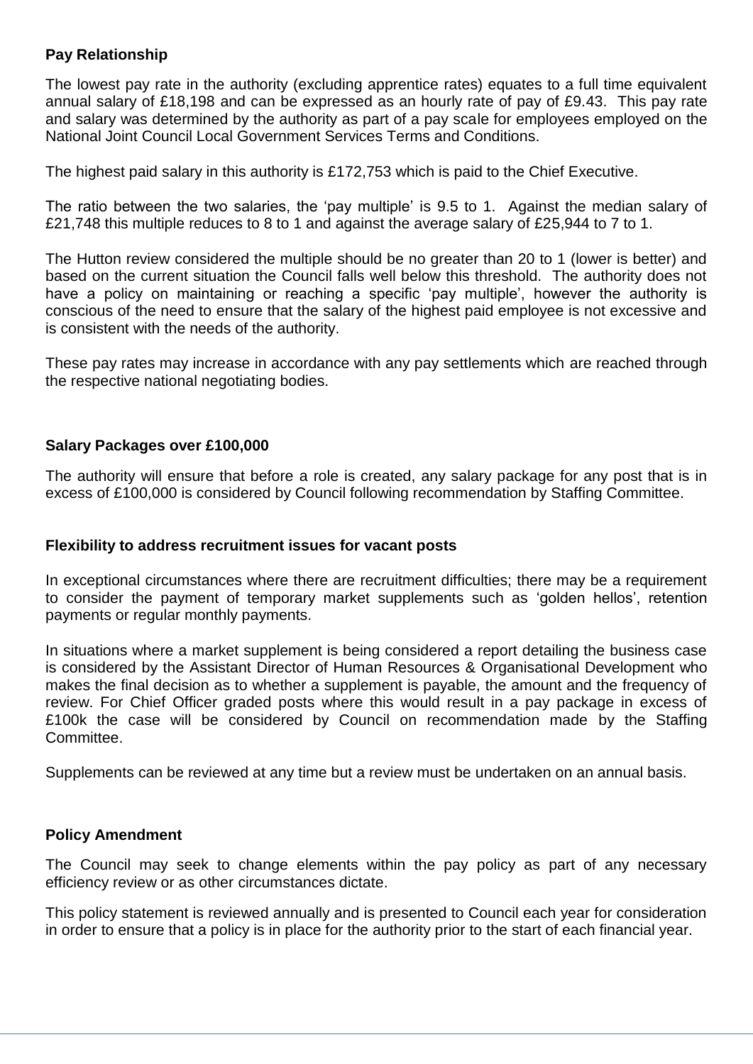**Pay Relationship**

The lowest pay rate in the authority (excluding apprentice rates) equates to a full time equivalent annual salary of £18,198 and can be expressed as an hourly rate of pay of £9.43. This pay rate and salary was determined by the authority as part of a pay scale for employees employed on the National Joint Council Local Government Services Terms and Conditions.

The highest paid salary in this authority is £172,753 which is paid to the Chief Executive.

The ratio between the two salaries, the 'pay multiple' is 9.5 to 1. Against the median salary of £21,748 this multiple reduces to 8 to 1 and against the average salary of £25,944 to 7 to 1.

The Hutton review considered the multiple should be no greater than 20 to 1 (lower is better) and based on the current situation the Council falls well below this threshold. The authority does not have a policy on maintaining or reaching a specific 'pay multiple', however the authority is conscious of the need to ensure that the salary of the highest paid employee is not excessive and is consistent with the needs of the authority.

These pay rates may increase in accordance with any pay settlements which are reached through the respective national negotiating bodies.

**Salary Packages over £100,000**

The authority will ensure that before a role is created, any salary package for any post that is in excess of £100,000 is considered by Council following recommendation by Staffing Committee.

**Flexibility to address recruitment issues for vacant posts**

In exceptional circumstances where there are recruitment difficulties; there may be a requirement to consider the payment of temporary market supplements such as 'golden hellos', retention payments or regular monthly payments.

In situations where a market supplement is being considered a report detailing the business case is considered by the Assistant Director of Human Resources & Organisational Development who makes the final decision as to whether a supplement is payable, the amount and the frequency of review. For Chief Officer graded posts where this would result in a pay package in excess of £100k the case will be considered by Council on recommendation made by the Staffing Committee.

Supplements can be reviewed at any time but a review must be undertaken on an annual basis.

**Policy Amendment**

The Council may seek to change elements within the pay policy as part of any necessary efficiency review or as other circumstances dictate.

This policy statement is reviewed annually and is presented to Council each year for consideration in order to ensure that a policy is in place for the authority prior to the start of each financial year.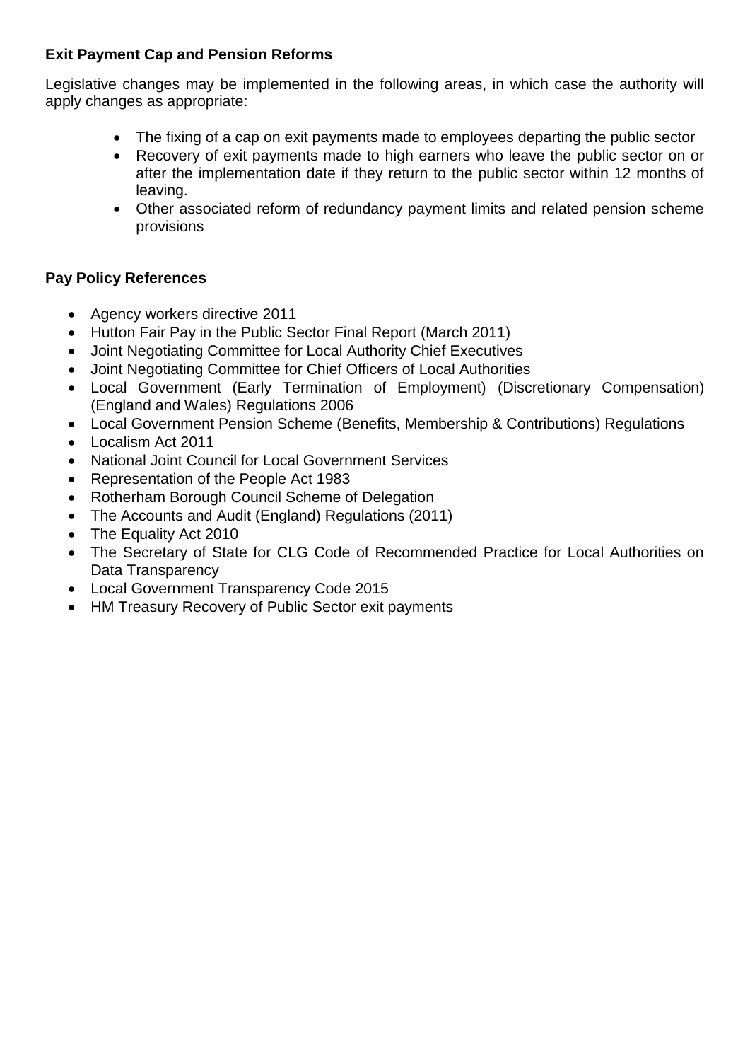**Exit Payment Cap and Pension Reforms**

Legislative changes may be implemented in the following areas, in which case the authority will apply changes as appropriate:

- The fixing of a cap on exit payments made to employees departing the public sector
- Recovery of exit payments made to high earners who leave the public sector on or after the implementation date if they return to the public sector within 12 months of leaving.
- Other associated reform of redundancy payment limits and related pension scheme provisions

**Pay Policy References**

- Agency workers directive 2011
- Hutton Fair Pay in the Public Sector Final Report (March 2011)
- Joint Negotiating Committee for Local Authority Chief Executives
- Joint Negotiating Committee for Chief Officers of Local Authorities
- Local Government (Early Termination of Employment) (Discretionary Compensation) (England and Wales) Regulations 2006
- Local Government Pension Scheme (Benefits, Membership & Contributions) Regulations
- Localism Act 2011
- National Joint Council for Local Government Services
- Representation of the People Act 1983
- Rotherham Borough Council Scheme of Delegation
- The Accounts and Audit (England) Regulations (2011)
- The Equality Act 2010
- The Secretary of State for CLG Code of Recommended Practice for Local Authorities on Data Transparency
- Local Government Transparency Code 2015
- HM Treasury Recovery of Public Sector exit payments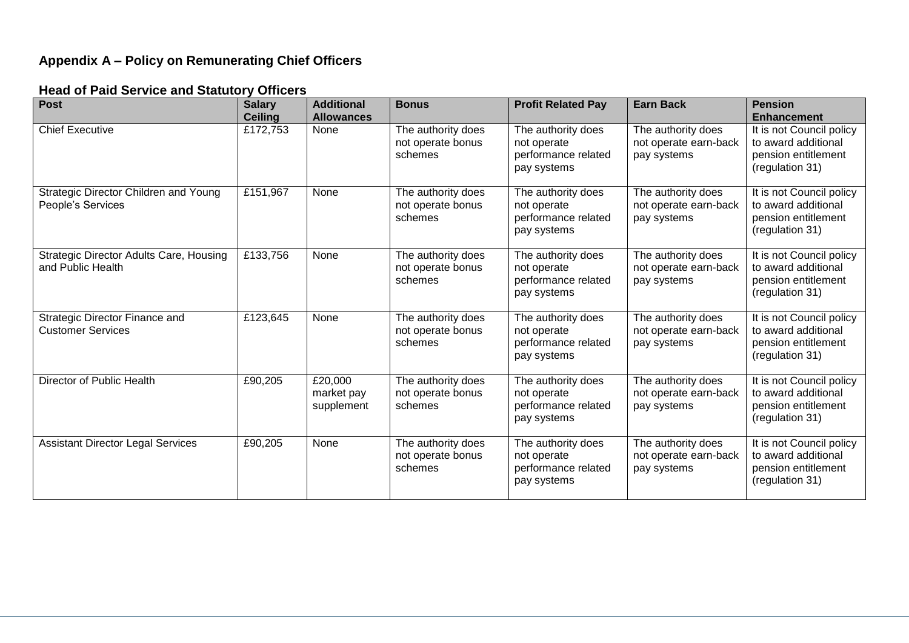## Appendix A – Policy on Remunerating Chief Officers

### Head of Paid Service and Statutory Officers

| Post | Salary Ceiling | Additional Allowances | Bonus | Profit Related Pay | Earn Back | Pension Enhancement |
|---|---|---|---|---|---|---|
| Chief Executive | £172,753 | None | The authority does not operate bonus schemes | The authority does not operate performance related pay systems | The authority does not operate earn-back pay systems | It is not Council policy to award additional pension entitlement (regulation 31) |
| Strategic Director Children and Young People's Services | £151,967 | None | The authority does not operate bonus schemes | The authority does not operate performance related pay systems | The authority does not operate earn-back pay systems | It is not Council policy to award additional pension entitlement (regulation 31) |
| Strategic Director Adults Care, Housing and Public Health | £133,756 | None | The authority does not operate bonus schemes | The authority does not operate performance related pay systems | The authority does not operate earn-back pay systems | It is not Council policy to award additional pension entitlement (regulation 31) |
| Strategic Director Finance and Customer Services | £123,645 | None | The authority does not operate bonus schemes | The authority does not operate performance related pay systems | The authority does not operate earn-back pay systems | It is not Council policy to award additional pension entitlement (regulation 31) |
| Director of Public Health | £90,205 | £20,000 market pay supplement | The authority does not operate bonus schemes | The authority does not operate performance related pay systems | The authority does not operate earn-back pay systems | It is not Council policy to award additional pension entitlement (regulation 31) |
| Assistant Director Legal Services | £90,205 | None | The authority does not operate bonus schemes | The authority does not operate performance related pay systems | The authority does not operate earn-back pay systems | It is not Council policy to award additional pension entitlement (regulation 31) |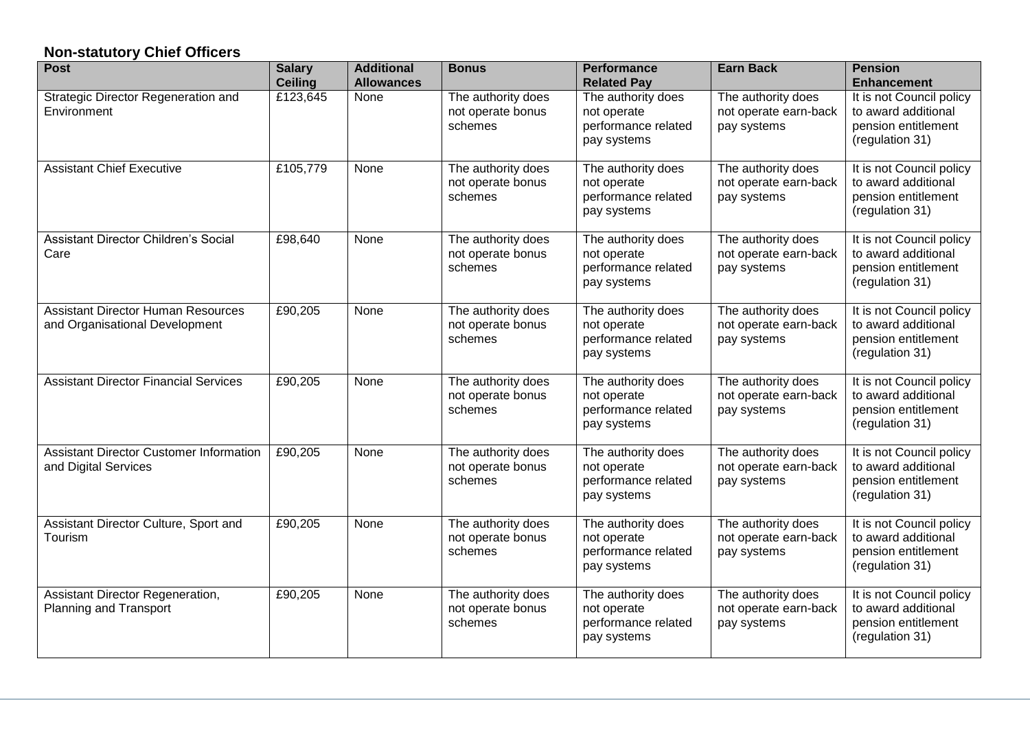## Non-statutory Chief Officers

| Post | Salary Ceiling | Additional Allowances | Bonus | Performance Related Pay | Earn Back | Pension Enhancement |
|---|---|---|---|---|---|---|
| Strategic Director Regeneration and Environment | £123,645 | None | The authority does not operate bonus schemes | The authority does not operate performance related pay systems | The authority does not operate earn-back pay systems | It is not Council policy to award additional pension entitlement (regulation 31) |
| Assistant Chief Executive | £105,779 | None | The authority does not operate bonus schemes | The authority does not operate performance related pay systems | The authority does not operate earn-back pay systems | It is not Council policy to award additional pension entitlement (regulation 31) |
| Assistant Director Children's Social Care | £98,640 | None | The authority does not operate bonus schemes | The authority does not operate performance related pay systems | The authority does not operate earn-back pay systems | It is not Council policy to award additional pension entitlement (regulation 31) |
| Assistant Director Human Resources and Organisational Development | £90,205 | None | The authority does not operate bonus schemes | The authority does not operate performance related pay systems | The authority does not operate earn-back pay systems | It is not Council policy to award additional pension entitlement (regulation 31) |
| Assistant Director Financial Services | £90,205 | None | The authority does not operate bonus schemes | The authority does not operate performance related pay systems | The authority does not operate earn-back pay systems | It is not Council policy to award additional pension entitlement (regulation 31) |
| Assistant Director Customer Information and Digital Services | £90,205 | None | The authority does not operate bonus schemes | The authority does not operate performance related pay systems | The authority does not operate earn-back pay systems | It is not Council policy to award additional pension entitlement (regulation 31) |
| Assistant Director Culture, Sport and Tourism | £90,205 | None | The authority does not operate bonus schemes | The authority does not operate performance related pay systems | The authority does not operate earn-back pay systems | It is not Council policy to award additional pension entitlement (regulation 31) |
| Assistant Director Regeneration, Planning and Transport | £90,205 | None | The authority does not operate bonus schemes | The authority does not operate performance related pay systems | The authority does not operate earn-back pay systems | It is not Council policy to award additional pension entitlement (regulation 31) |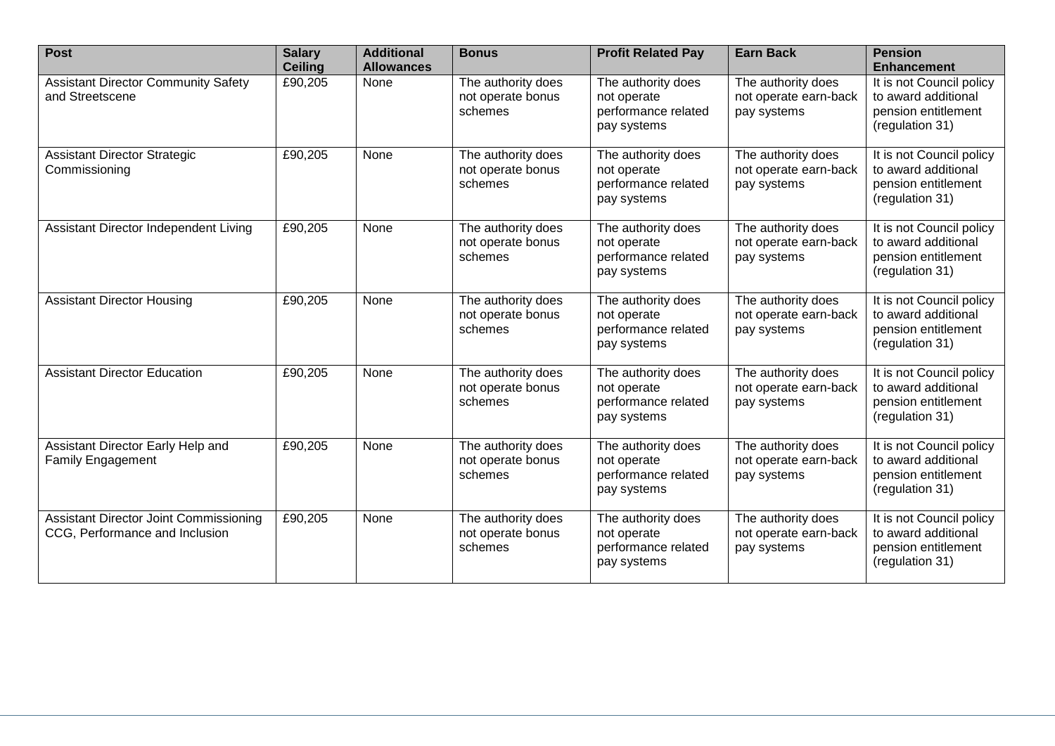| Post | Salary Ceiling | Additional Allowances | Bonus | Profit Related Pay | Earn Back | Pension Enhancement |
|---|---|---|---|---|---|---|
| Assistant Director Community Safety and Streetscene | £90,205 | None | The authority does not operate bonus schemes | The authority does not operate performance related pay systems | The authority does not operate earn-back pay systems | It is not Council policy to award additional pension entitlement (regulation 31) |
| Assistant Director Strategic Commissioning | £90,205 | None | The authority does not operate bonus schemes | The authority does not operate performance related pay systems | The authority does not operate earn-back pay systems | It is not Council policy to award additional pension entitlement (regulation 31) |
| Assistant Director Independent Living | £90,205 | None | The authority does not operate bonus schemes | The authority does not operate performance related pay systems | The authority does not operate earn-back pay systems | It is not Council policy to award additional pension entitlement (regulation 31) |
| Assistant Director Housing | £90,205 | None | The authority does not operate bonus schemes | The authority does not operate performance related pay systems | The authority does not operate earn-back pay systems | It is not Council policy to award additional pension entitlement (regulation 31) |
| Assistant Director Education | £90,205 | None | The authority does not operate bonus schemes | The authority does not operate performance related pay systems | The authority does not operate earn-back pay systems | It is not Council policy to award additional pension entitlement (regulation 31) |
| Assistant Director Early Help and Family Engagement | £90,205 | None | The authority does not operate bonus schemes | The authority does not operate performance related pay systems | The authority does not operate earn-back pay systems | It is not Council policy to award additional pension entitlement (regulation 31) |
| Assistant Director Joint Commissioning CCG, Performance and Inclusion | £90,205 | None | The authority does not operate bonus schemes | The authority does not operate performance related pay systems | The authority does not operate earn-back pay systems | It is not Council policy to award additional pension entitlement (regulation 31) |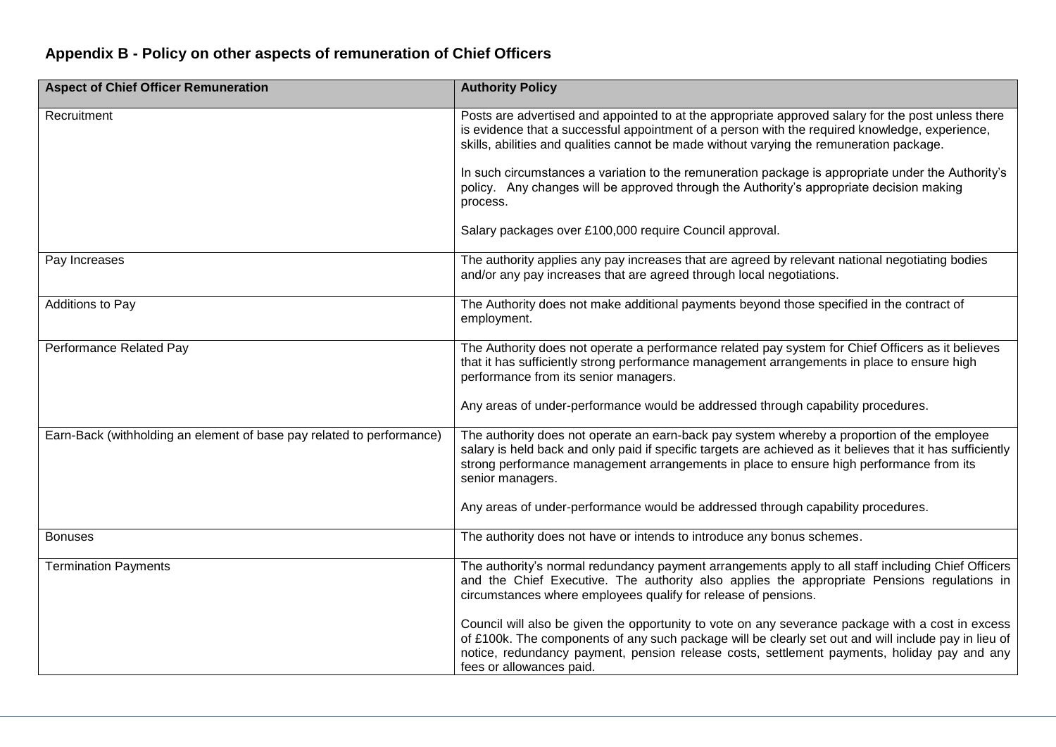## Appendix B - Policy on other aspects of remuneration of Chief Officers

| Aspect of Chief Officer Remuneration | Authority Policy |
|---|---|
| Recruitment | Posts are advertised and appointed to at the appropriate approved salary for the post unless there is evidence that a successful appointment of a person with the required knowledge, experience, skills, abilities and qualities cannot be made without varying the remuneration package.<br><br>In such circumstances a variation to the remuneration package is appropriate under the Authority's policy. Any changes will be approved through the Authority's appropriate decision making process.<br><br>Salary packages over £100,000 require Council approval. |
| Pay Increases | The authority applies any pay increases that are agreed by relevant national negotiating bodies and/or any pay increases that are agreed through local negotiations. |
| Additions to Pay | The Authority does not make additional payments beyond those specified in the contract of employment. |
| Performance Related Pay | The Authority does not operate a performance related pay system for Chief Officers as it believes that it has sufficiently strong performance management arrangements in place to ensure high performance from its senior managers.<br><br>Any areas of under-performance would be addressed through capability procedures. |
| Earn-Back (withholding an element of base pay related to performance) | The authority does not operate an earn-back pay system whereby a proportion of the employee salary is held back and only paid if specific targets are achieved as it believes that it has sufficiently strong performance management arrangements in place to ensure high performance from its senior managers.<br><br>Any areas of under-performance would be addressed through capability procedures. |
| Bonuses | The authority does not have or intends to introduce any bonus schemes. |
| Termination Payments | The authority's normal redundancy payment arrangements apply to all staff including Chief Officers and the Chief Executive. The authority also applies the appropriate Pensions regulations in circumstances where employees qualify for release of pensions.<br><br>Council will also be given the opportunity to vote on any severance package with a cost in excess of £100k. The components of any such package will be clearly set out and will include pay in lieu of notice, redundancy payment, pension release costs, settlement payments, holiday pay and any fees or allowances paid. |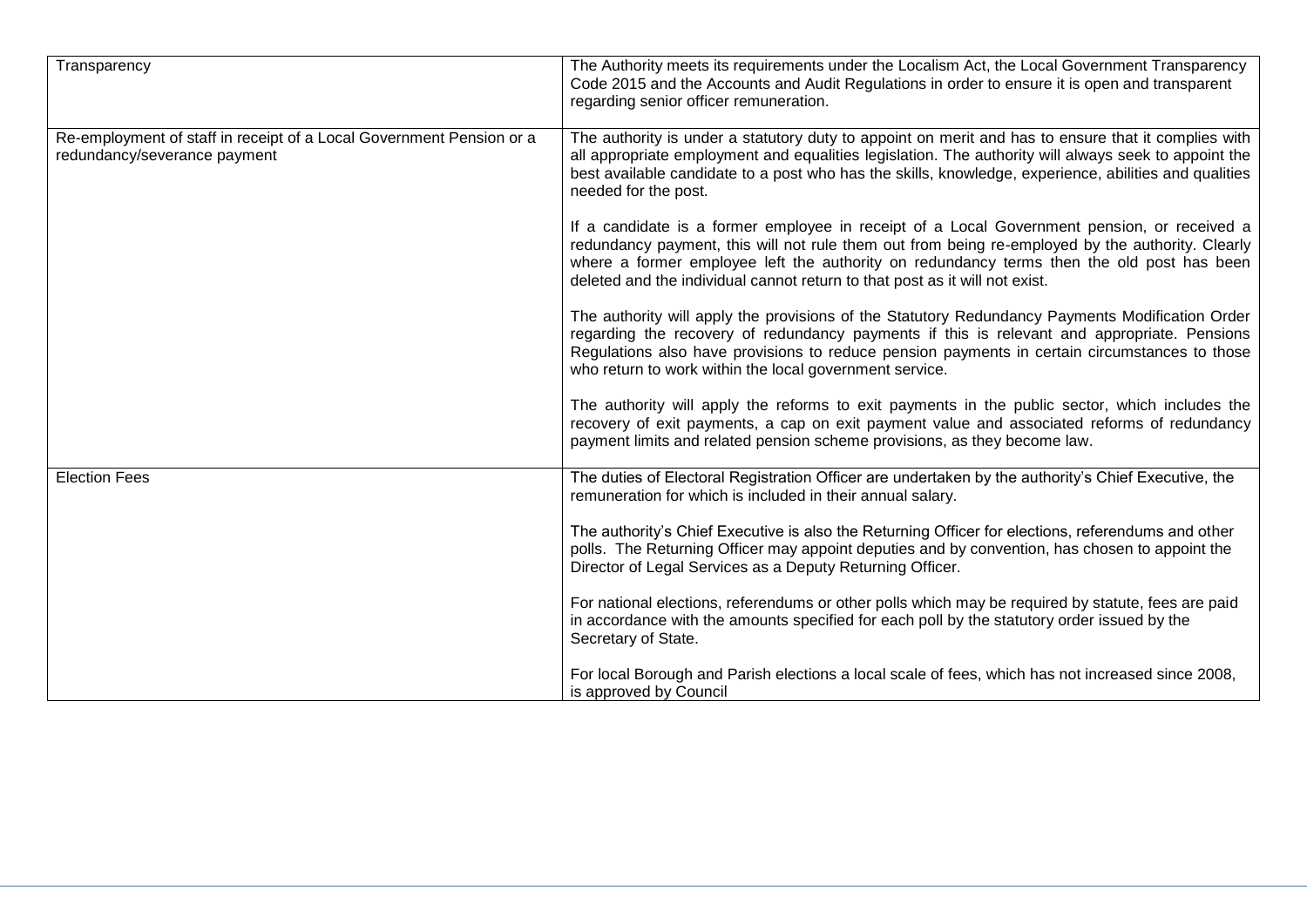| | |
|---|---|
| Transparency | The Authority meets its requirements under the Localism Act, the Local Government Transparency Code 2015 and the Accounts and Audit Regulations in order to ensure it is open and transparent regarding senior officer remuneration. |
| Re-employment of staff in receipt of a Local Government Pension or a redundancy/severance payment | The authority is under a statutory duty to appoint on merit and has to ensure that it complies with all appropriate employment and equalities legislation. The authority will always seek to appoint the best available candidate to a post who has the skills, knowledge, experience, abilities and qualities needed for the post.<br><br>If a candidate is a former employee in receipt of a Local Government pension, or received a redundancy payment, this will not rule them out from being re-employed by the authority. Clearly where a former employee left the authority on redundancy terms then the old post has been deleted and the individual cannot return to that post as it will not exist.<br><br>The authority will apply the provisions of the Statutory Redundancy Payments Modification Order regarding the recovery of redundancy payments if this is relevant and appropriate. Pensions Regulations also have provisions to reduce pension payments in certain circumstances to those who return to work within the local government service.<br><br>The authority will apply the reforms to exit payments in the public sector, which includes the recovery of exit payments, a cap on exit payment value and associated reforms of redundancy payment limits and related pension scheme provisions, as they become law. |
| Election Fees | The duties of Electoral Registration Officer are undertaken by the authority's Chief Executive, the remuneration for which is included in their annual salary.<br><br>The authority's Chief Executive is also the Returning Officer for elections, referendums and other polls. The Returning Officer may appoint deputies and by convention, has chosen to appoint the Director of Legal Services as a Deputy Returning Officer.<br><br>For national elections, referendums or other polls which may be required by statute, fees are paid in accordance with the amounts specified for each poll by the statutory order issued by the Secretary of State.<br><br>For local Borough and Parish elections a local scale of fees, which has not increased since 2008, is approved by Council |